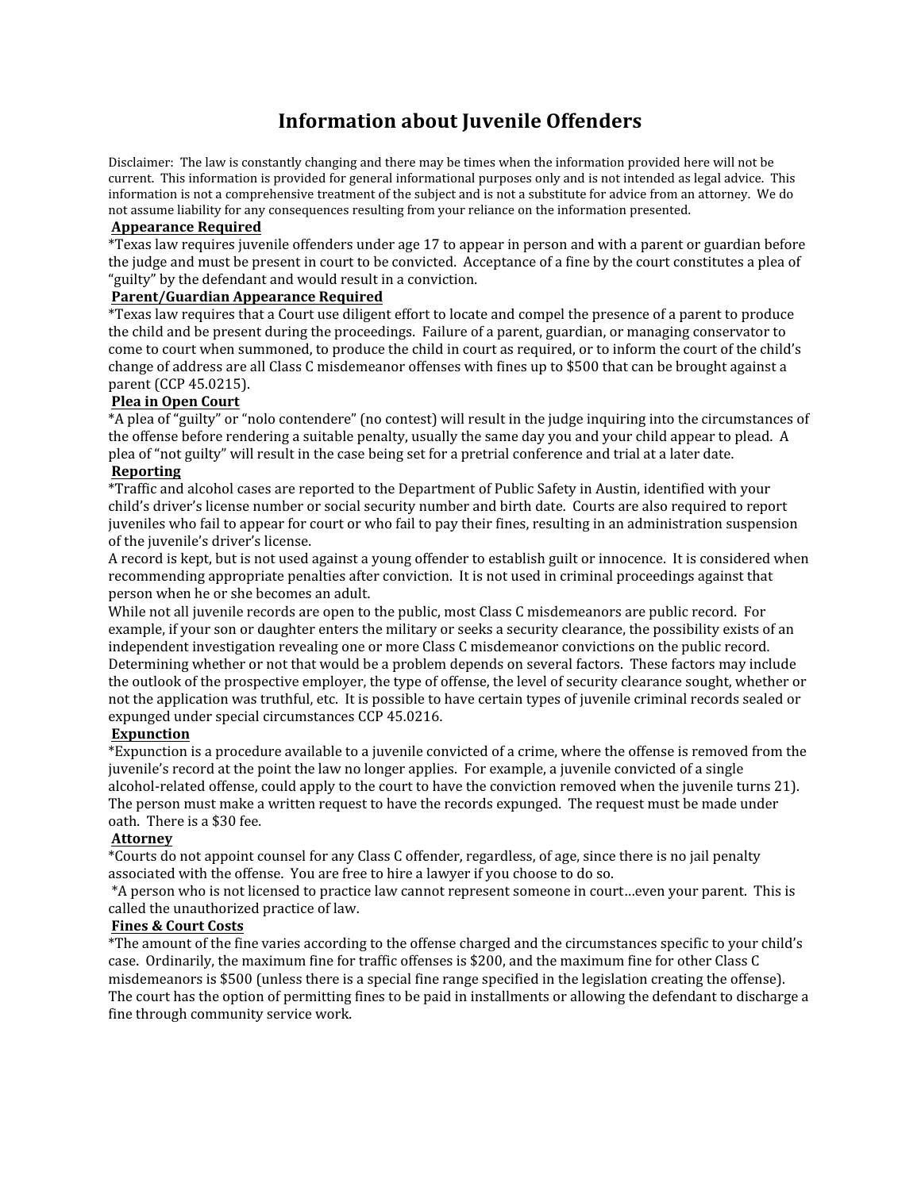# Information about Juvenile Offenders

Disclaimer: The law is constantly changing and there may be times when the information provided here will not be current. This information is provided for general informational purposes only and is not intended as legal advice. This information is not a comprehensive treatment of the subject and is not a substitute for advice from an attorney. We do not assume liability for any consequences resulting from your reliance on the information presented.

**Appearance Required**

*Texas law requires juvenile offenders under age 17 to appear in person and with a parent or guardian before the judge and must be present in court to be convicted. Acceptance of a fine by the court constitutes a plea of "guilty" by the defendant and would result in a conviction.

**Parent/Guardian Appearance Required**

*Texas law requires that a Court use diligent effort to locate and compel the presence of a parent to produce the child and be present during the proceedings. Failure of a parent, guardian, or managing conservator to come to court when summoned, to produce the child in court as required, or to inform the court of the child's change of address are all Class C misdemeanor offenses with fines up to $500 that can be brought against a parent (CCP 45.0215).

**Plea in Open Court**

*A plea of "guilty" or "nolo contendere" (no contest) will result in the judge inquiring into the circumstances of the offense before rendering a suitable penalty, usually the same day you and your child appear to plead. A plea of "not guilty" will result in the case being set for a pretrial conference and trial at a later date.

**Reporting**

*Traffic and alcohol cases are reported to the Department of Public Safety in Austin, identified with your child's driver's license number or social security number and birth date. Courts are also required to report juveniles who fail to appear for court or who fail to pay their fines, resulting in an administration suspension of the juvenile's driver's license.

A record is kept, but is not used against a young offender to establish guilt or innocence. It is considered when recommending appropriate penalties after conviction. It is not used in criminal proceedings against that person when he or she becomes an adult.

While not all juvenile records are open to the public, most Class C misdemeanors are public record. For example, if your son or daughter enters the military or seeks a security clearance, the possibility exists of an independent investigation revealing one or more Class C misdemeanor convictions on the public record. Determining whether or not that would be a problem depends on several factors. These factors may include the outlook of the prospective employer, the type of offense, the level of security clearance sought, whether or not the application was truthful, etc. It is possible to have certain types of juvenile criminal records sealed or expunged under special circumstances CCP 45.0216.

**Expunction**

*Expunction is a procedure available to a juvenile convicted of a crime, where the offense is removed from the juvenile's record at the point the law no longer applies. For example, a juvenile convicted of a single alcohol-related offense, could apply to the court to have the conviction removed when the juvenile turns 21). The person must make a written request to have the records expunged. The request must be made under oath. There is a $30 fee.

**Attorney**

*Courts do not appoint counsel for any Class C offender, regardless, of age, since there is no jail penalty associated with the offense. You are free to hire a lawyer if you choose to do so.

*A person who is not licensed to practice law cannot represent someone in court…even your parent. This is called the unauthorized practice of law.

**Fines & Court Costs**

*The amount of the fine varies according to the offense charged and the circumstances specific to your child's case. Ordinarily, the maximum fine for traffic offenses is $200, and the maximum fine for other Class C misdemeanors is $500 (unless there is a special fine range specified in the legislation creating the offense). The court has the option of permitting fines to be paid in installments or allowing the defendant to discharge a fine through community service work.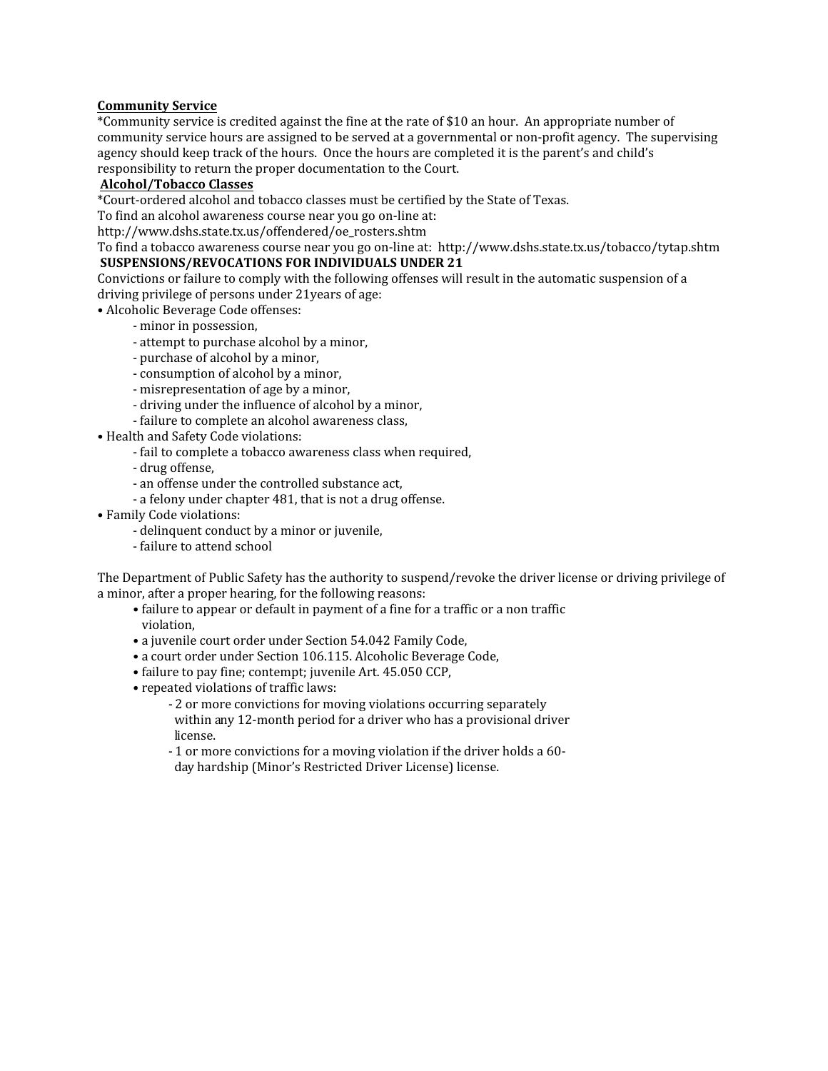**Community Service**

*Community service is credited against the fine at the rate of $10 an hour. An appropriate number of community service hours are assigned to be served at a governmental or non-profit agency. The supervising agency should keep track of the hours. Once the hours are completed it is the parent's and child's responsibility to return the proper documentation to the Court.

**Alcohol/Tobacco Classes**

*Court-ordered alcohol and tobacco classes must be certified by the State of Texas.
To find an alcohol awareness course near you go on-line at:
http://www.dshs.state.tx.us/offendered/oe_rosters.shtm
To find a tobacco awareness course near you go on-line at: http://www.dshs.state.tx.us/tobacco/tytap.shtm

**SUSPENSIONS/REVOCATIONS FOR INDIVIDUALS UNDER 21**

Convictions or failure to comply with the following offenses will result in the automatic suspension of a driving privilege of persons under 21years of age:

- Alcoholic Beverage Code offenses:
  - minor in possession,
  - attempt to purchase alcohol by a minor,
  - purchase of alcohol by a minor,
  - consumption of alcohol by a minor,
  - misrepresentation of age by a minor,
  - driving under the influence of alcohol by a minor,
  - failure to complete an alcohol awareness class,
- Health and Safety Code violations:
  - fail to complete a tobacco awareness class when required,
  - drug offense,
  - an offense under the controlled substance act,
  - a felony under chapter 481, that is not a drug offense.
- Family Code violations:
  - delinquent conduct by a minor or juvenile,
  - failure to attend school

The Department of Public Safety has the authority to suspend/revoke the driver license or driving privilege of a minor, after a proper hearing, for the following reasons:

- failure to appear or default in payment of a fine for a traffic or a non traffic violation,
- a juvenile court order under Section 54.042 Family Code,
- a court order under Section 106.115. Alcoholic Beverage Code,
- failure to pay fine; contempt; juvenile Art. 45.050 CCP,
- repeated violations of traffic laws:
  - 2 or more convictions for moving violations occurring separately within any 12-month period for a driver who has a provisional driver license.
  - 1 or more convictions for a moving violation if the driver holds a 60-day hardship (Minor's Restricted Driver License) license.